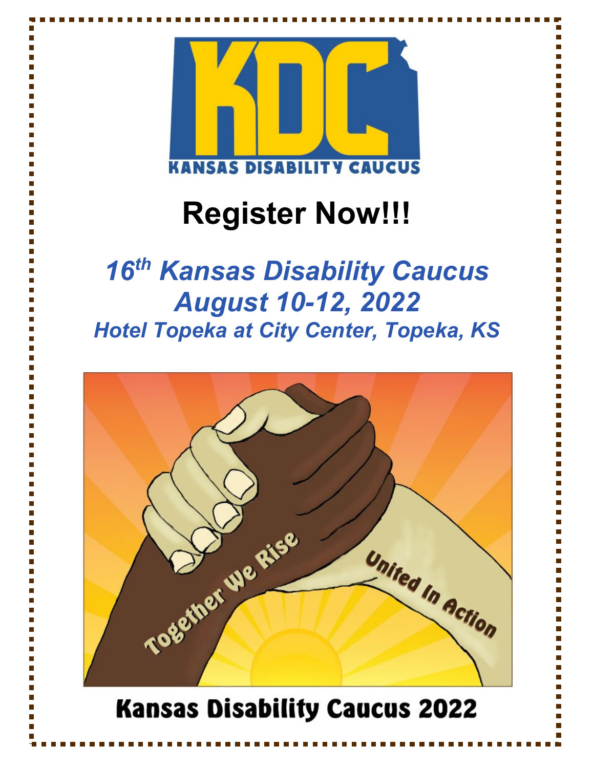# Register Now!!!

## *16th Kansas Disability Caucus*
## *August 10-12, 2022*
### *Hotel Topeka at City Center, Topeka, KS*

**Kansas Disability Caucus 2022**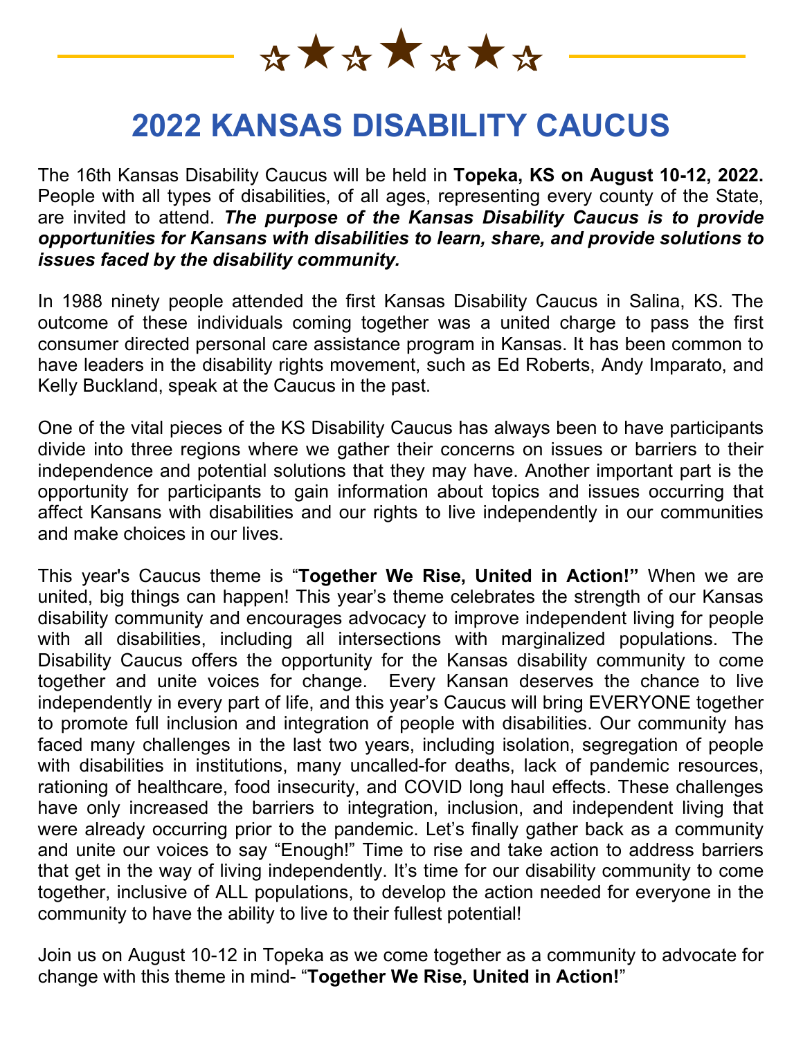# 2022 KANSAS DISABILITY CAUCUS

The 16th Kansas Disability Caucus will be held in **Topeka, KS on August 10-12, 2022.** People with all types of disabilities, of all ages, representing every county of the State, are invited to attend. ***The purpose of the Kansas Disability Caucus is to provide opportunities for Kansans with disabilities to learn, share, and provide solutions to issues faced by the disability community.***

In 1988 ninety people attended the first Kansas Disability Caucus in Salina, KS. The outcome of these individuals coming together was a united charge to pass the first consumer directed personal care assistance program in Kansas. It has been common to have leaders in the disability rights movement, such as Ed Roberts, Andy Imparato, and Kelly Buckland, speak at the Caucus in the past.

One of the vital pieces of the KS Disability Caucus has always been to have participants divide into three regions where we gather their concerns on issues or barriers to their independence and potential solutions that they may have. Another important part is the opportunity for participants to gain information about topics and issues occurring that affect Kansans with disabilities and our rights to live independently in our communities and make choices in our lives.

This year's Caucus theme is "**Together We Rise, United in Action!**" When we are united, big things can happen! This year's theme celebrates the strength of our Kansas disability community and encourages advocacy to improve independent living for people with all disabilities, including all intersections with marginalized populations. The Disability Caucus offers the opportunity for the Kansas disability community to come together and unite voices for change. Every Kansan deserves the chance to live independently in every part of life, and this year's Caucus will bring EVERYONE together to promote full inclusion and integration of people with disabilities. Our community has faced many challenges in the last two years, including isolation, segregation of people with disabilities in institutions, many uncalled-for deaths, lack of pandemic resources, rationing of healthcare, food insecurity, and COVID long haul effects. These challenges have only increased the barriers to integration, inclusion, and independent living that were already occurring prior to the pandemic. Let's finally gather back as a community and unite our voices to say "Enough!" Time to rise and take action to address barriers that get in the way of living independently. It's time for our disability community to come together, inclusive of ALL populations, to develop the action needed for everyone in the community to have the ability to live to their fullest potential!

Join us on August 10-12 in Topeka as we come together as a community to advocate for change with this theme in mind- "**Together We Rise, United in Action!**"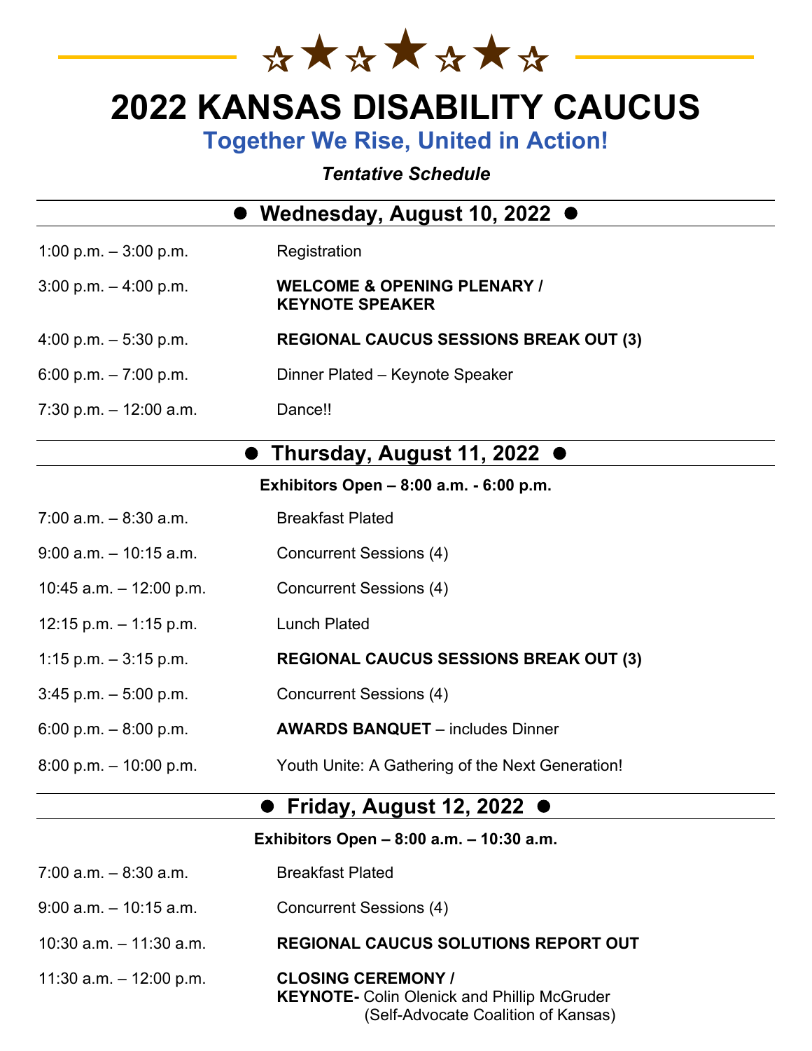# 2022 KANSAS DISABILITY CAUCUS

## Together We Rise, United in Action!

***Tentative Schedule***

## ● Wednesday, August 10, 2022 ●

| | |
|---|---|
| 1:00 p.m. – 3:00 p.m. | Registration |
| 3:00 p.m. – 4:00 p.m. | **WELCOME & OPENING PLENARY / KEYNOTE SPEAKER** |
| 4:00 p.m. – 5:30 p.m. | **REGIONAL CAUCUS SESSIONS BREAK OUT (3)** |
| 6:00 p.m. – 7:00 p.m. | Dinner Plated – Keynote Speaker |
| 7:30 p.m. – 12:00 a.m. | Dance!! |

## ● Thursday, August 11, 2022 ●

**Exhibitors Open – 8:00 a.m. - 6:00 p.m.**

| | |
|---|---|
| 7:00 a.m. – 8:30 a.m. | Breakfast Plated |
| 9:00 a.m. – 10:15 a.m. | Concurrent Sessions (4) |
| 10:45 a.m. – 12:00 p.m. | Concurrent Sessions (4) |
| 12:15 p.m. – 1:15 p.m. | Lunch Plated |
| 1:15 p.m. – 3:15 p.m. | **REGIONAL CAUCUS SESSIONS BREAK OUT (3)** |
| 3:45 p.m. – 5:00 p.m. | Concurrent Sessions (4) |
| 6:00 p.m. – 8:00 p.m. | **AWARDS BANQUET** – includes Dinner |
| 8:00 p.m. – 10:00 p.m. | Youth Unite: A Gathering of the Next Generation! |

## ● Friday, August 12, 2022 ●

**Exhibitors Open – 8:00 a.m. – 10:30 a.m.**

| | |
|---|---|
| 7:00 a.m. – 8:30 a.m. | Breakfast Plated |
| 9:00 a.m. – 10:15 a.m. | Concurrent Sessions (4) |
| 10:30 a.m. – 11:30 a.m. | **REGIONAL CAUCUS SOLUTIONS REPORT OUT** |
| 11:30 a.m. – 12:00 p.m. | **CLOSING CEREMONY / KEYNOTE-** Colin Olenick and Phillip McGruder (Self-Advocate Coalition of Kansas) |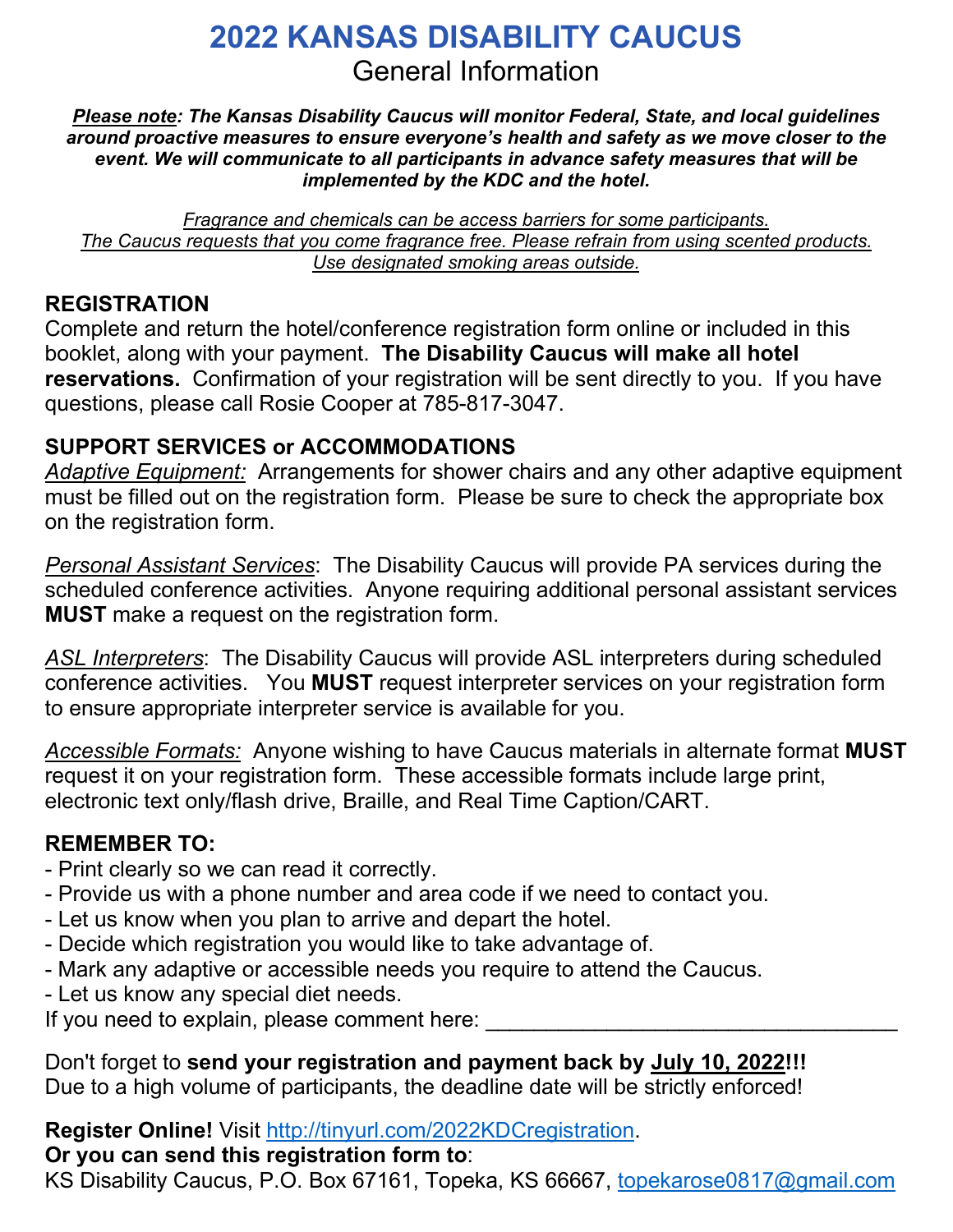# 2022 KANSAS DISABILITY CAUCUS

## General Information

***Please note**: The Kansas Disability Caucus will monitor Federal, State, and local guidelines around proactive measures to ensure everyone's health and safety as we move closer to the event. We will communicate to all participants in advance safety measures that will be implemented by the KDC and the hotel.*

*Fragrance and chemicals can be access barriers for some participants. The Caucus requests that you come fragrance free. Please refrain from using scented products. Use designated smoking areas outside.*

### REGISTRATION

Complete and return the hotel/conference registration form online or included in this booklet, along with your payment. **The Disability Caucus will make all hotel reservations.** Confirmation of your registration will be sent directly to you. If you have questions, please call Rosie Cooper at 785-817-3047.

### SUPPORT SERVICES or ACCOMMODATIONS

*Adaptive Equipment:* Arrangements for shower chairs and any other adaptive equipment must be filled out on the registration form. Please be sure to check the appropriate box on the registration form.

*Personal Assistant Services*: The Disability Caucus will provide PA services during the scheduled conference activities. Anyone requiring additional personal assistant services **MUST** make a request on the registration form.

*ASL Interpreters*: The Disability Caucus will provide ASL interpreters during scheduled conference activities. You **MUST** request interpreter services on your registration form to ensure appropriate interpreter service is available for you.

*Accessible Formats:* Anyone wishing to have Caucus materials in alternate format **MUST** request it on your registration form. These accessible formats include large print, electronic text only/flash drive, Braille, and Real Time Caption/CART.

### REMEMBER TO:

- Print clearly so we can read it correctly.
- Provide us with a phone number and area code if we need to contact you.
- Let us know when you plan to arrive and depart the hotel.
- Decide which registration you would like to take advantage of.
- Mark any adaptive or accessible needs you require to attend the Caucus.
- Let us know any special diet needs.

If you need to explain, please comment here: ________________________________

Don't forget to **send your registration and payment back by July 10, 2022!!!** Due to a high volume of participants, the deadline date will be strictly enforced!

**Register Online!** Visit http://tinyurl.com/2022KDCregistration.
**Or you can send this registration form to**:
KS Disability Caucus, P.O. Box 67161, Topeka, KS 66667, topekarose0817@gmail.com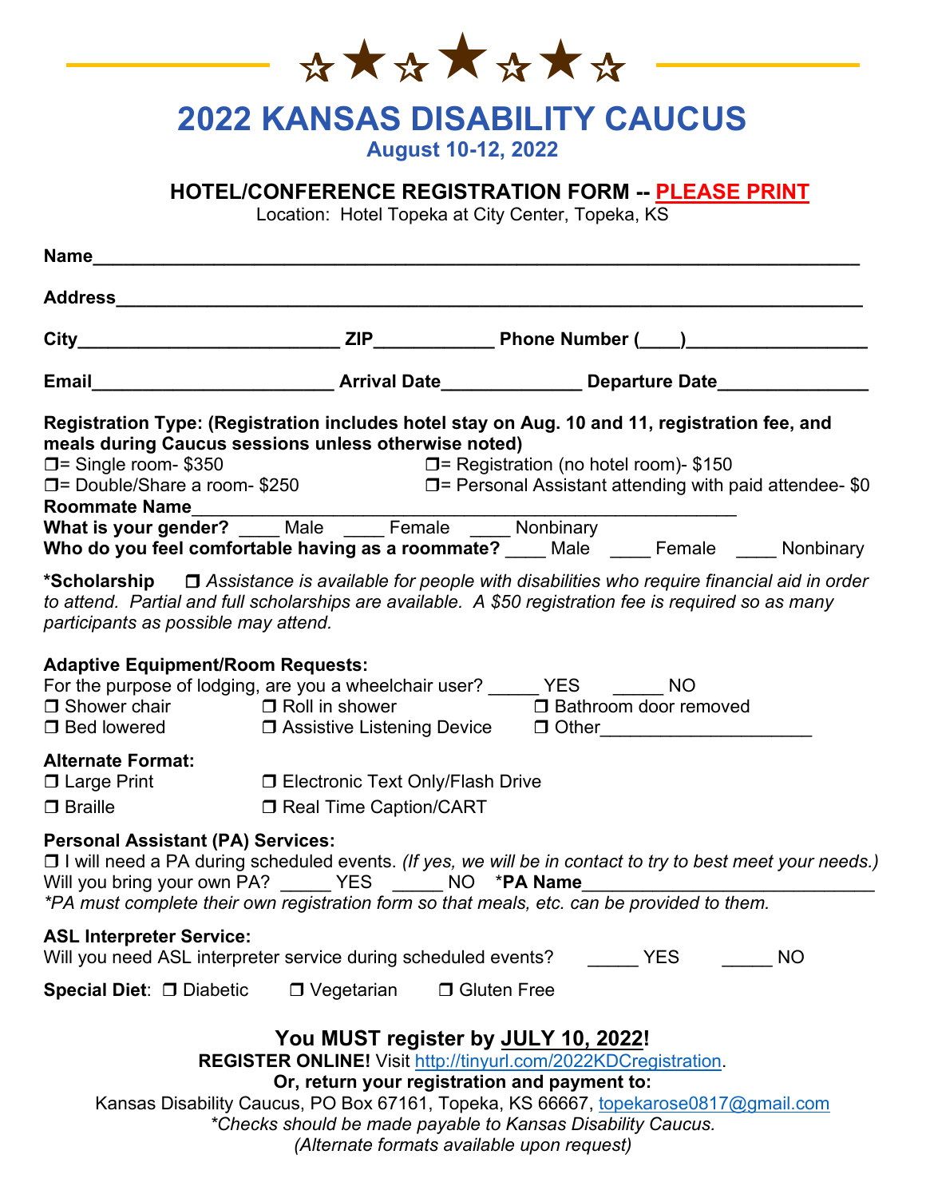# 2022 KANSAS DISABILITY CAUCUS

**August 10-12, 2022**

## HOTEL/CONFERENCE REGISTRATION FORM -- PLEASE PRINT

Location: Hotel Topeka at City Center, Topeka, KS

**Name**_______________________________________________

**Address**_____________________________________________

**City**_______________________ **ZIP**__________ **Phone Number (____)**______________

**Email**_____________________ **Arrival Date**____________ **Departure Date**____________

**Registration Type: (Registration includes hotel stay on Aug. 10 and 11, registration fee, and meals during Caucus sessions unless otherwise noted)**

❒= Single room- $350 ❒= Registration (no hotel room)- $150

❒= Double/Share a room- $250 ❒= Personal Assistant attending with paid attendee- $0

**Roommate Name**_____________________________________________

**What is your gender?** ____ Male ____ Female ____ Nonbinary

**Who do you feel comfortable having as a roommate?** ____ Male ____ Female ____ Nonbinary

***Scholarship** ❒ *Assistance is available for people with disabilities who require financial aid in order to attend. Partial and full scholarships are available. A $50 registration fee is required so as many participants as possible may attend.*

**Adaptive Equipment/Room Requests:**

For the purpose of lodging, are you a wheelchair user? _____ YES _____ NO

❒ Shower chair ❒ Roll in shower ❒ Bathroom door removed

❒ Bed lowered ❒ Assistive Listening Device ❒ Other____________________

**Alternate Format:**

❒ Large Print ❒ Electronic Text Only/Flash Drive

❒ Braille ❒ Real Time Caption/CART

**Personal Assistant (PA) Services:**

❒ I will need a PA during scheduled events. *(If yes, we will be in contact to try to best meet your needs.)*

Will you bring your own PA? _____ YES _____ NO ***PA Name**___________________________

*\*PA must complete their own registration form so that meals, etc. can be provided to them.*

**ASL Interpreter Service:**

Will you need ASL interpreter service during scheduled events? _____ YES _____ NO

**Special Diet**: ❒ Diabetic ❒ Vegetarian ❒ Gluten Free

**You MUST register by JULY 10, 2022!**

**REGISTER ONLINE!** Visit http://tinyurl.com/2022KDCregistration.

**Or, return your registration and payment to:**

Kansas Disability Caucus, PO Box 67161, Topeka, KS 66667, topekarose0817@gmail.com

*\*Checks should be made payable to Kansas Disability Caucus.*

*(Alternate formats available upon request)*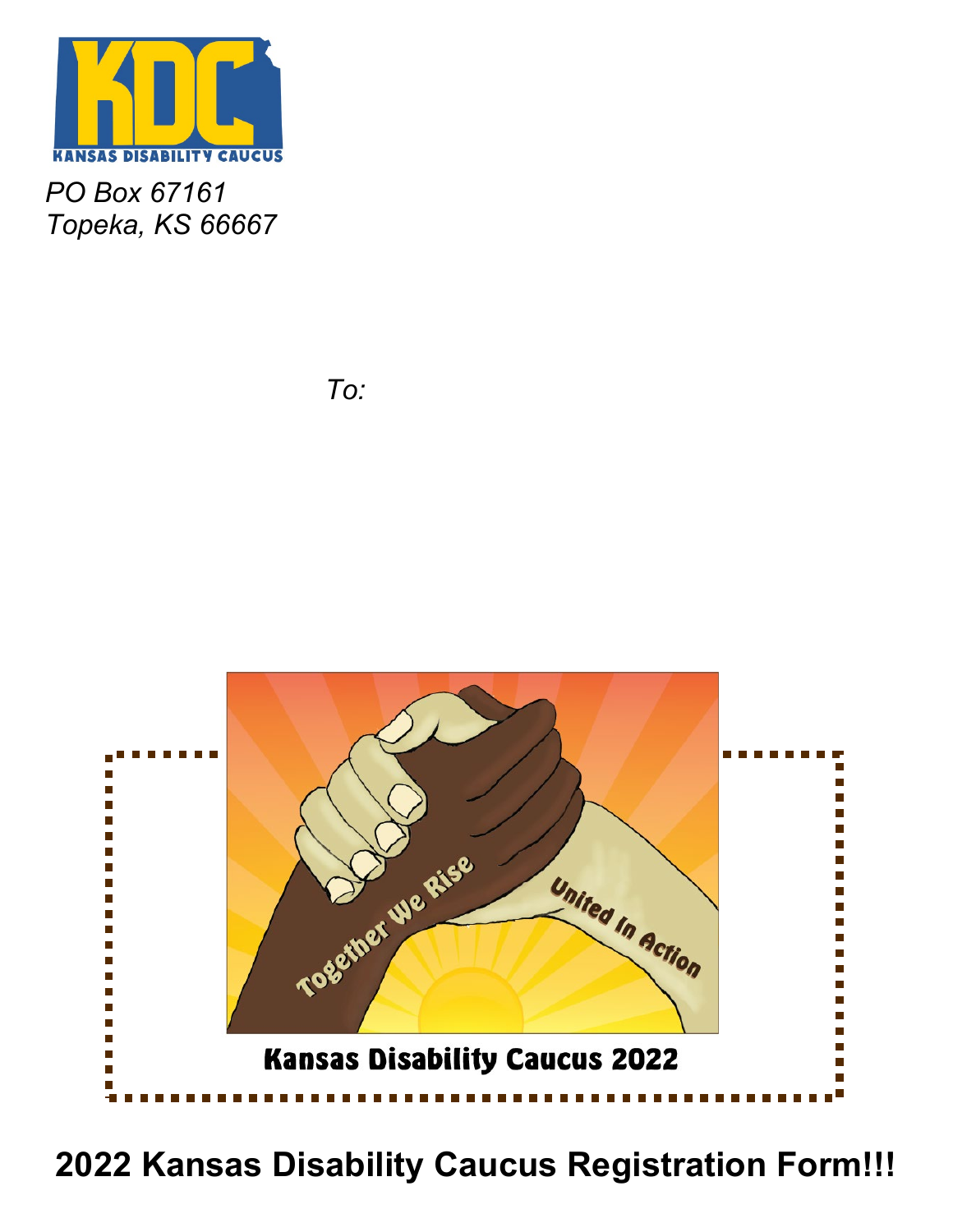PO Box 67161
Topeka, KS 66667

To:

Kansas Disability Caucus 2022

# 2022 Kansas Disability Caucus Registration Form!!!